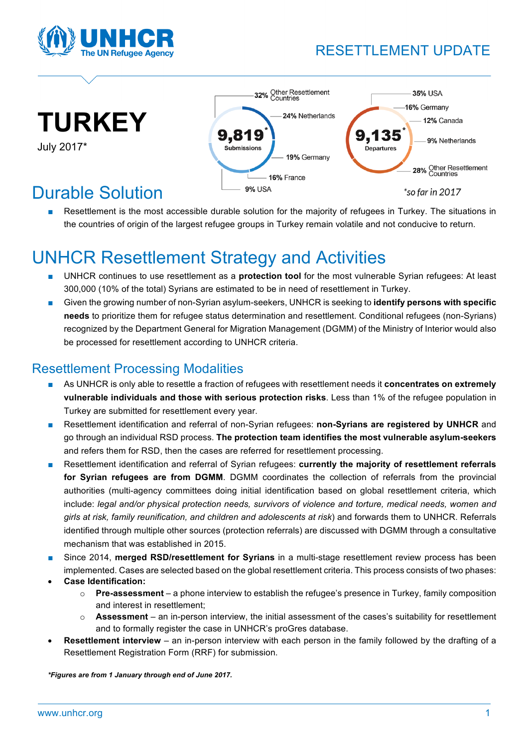# RESETTLEMENT UPDATE

# TURKEY

July 2017*

**9,819*** Submissions

- 32% Other Resettlement Countries
- 24% Netherlands
- 19% Germany
- 16% France
- 9% USA

**9,135*** Departures

- 35% USA
- 16% Germany
- 12% Canada
- 9% Netherlands
- 28% Other Resettlement Countries

*so far in 2017

## Durable Solution

- Resettlement is the most accessible durable solution for the majority of refugees in Turkey. The situations in the countries of origin of the largest refugee groups in Turkey remain volatile and not conducive to return.

## UNHCR Resettlement Strategy and Activities

- UNHCR continues to use resettlement as a **protection tool** for the most vulnerable Syrian refugees: At least 300,000 (10% of the total) Syrians are estimated to be in need of resettlement in Turkey.
- Given the growing number of non-Syrian asylum-seekers, UNHCR is seeking to **identify persons with specific needs** to prioritize them for refugee status determination and resettlement. Conditional refugees (non-Syrians) recognized by the Department General for Migration Management (DGMM) of the Ministry of Interior would also be processed for resettlement according to UNHCR criteria.

### Resettlement Processing Modalities

- As UNHCR is only able to resettle a fraction of refugees with resettlement needs it **concentrates on extremely vulnerable individuals and those with serious protection risks**. Less than 1% of the refugee population in Turkey are submitted for resettlement every year.
- Resettlement identification and referral of non-Syrian refugees: **non-Syrians are registered by UNHCR** and go through an individual RSD process. **The protection team identifies the most vulnerable asylum-seekers** and refers them for RSD, then the cases are referred for resettlement processing.
- Resettlement identification and referral of Syrian refugees: **currently the majority of resettlement referrals for Syrian refugees are from DGMM**. DGMM coordinates the collection of referrals from the provincial authorities (multi-agency committees doing initial identification based on global resettlement criteria, which include: *legal and/or physical protection needs, survivors of violence and torture, medical needs, women and girls at risk, family reunification, and children and adolescents at risk*) and forwards them to UNHCR. Referrals identified through multiple other sources (protection referrals) are discussed with DGMM through a consultative mechanism that was established in 2015.
- Since 2014, **merged RSD/resettlement for Syrians** in a multi-stage resettlement review process has been implemented. Cases are selected based on the global resettlement criteria. This process consists of two phases:
- **Case Identification:**
  - **Pre-assessment** – a phone interview to establish the refugee's presence in Turkey, family composition and interest in resettlement;
  - **Assessment** – an in-person interview, the initial assessment of the cases's suitability for resettlement and to formally register the case in UNHCR's proGres database.
- **Resettlement interview** – an in-person interview with each person in the family followed by the drafting of a Resettlement Registration Form (RRF) for submission.

***Figures are from 1 January through end of June 2017.***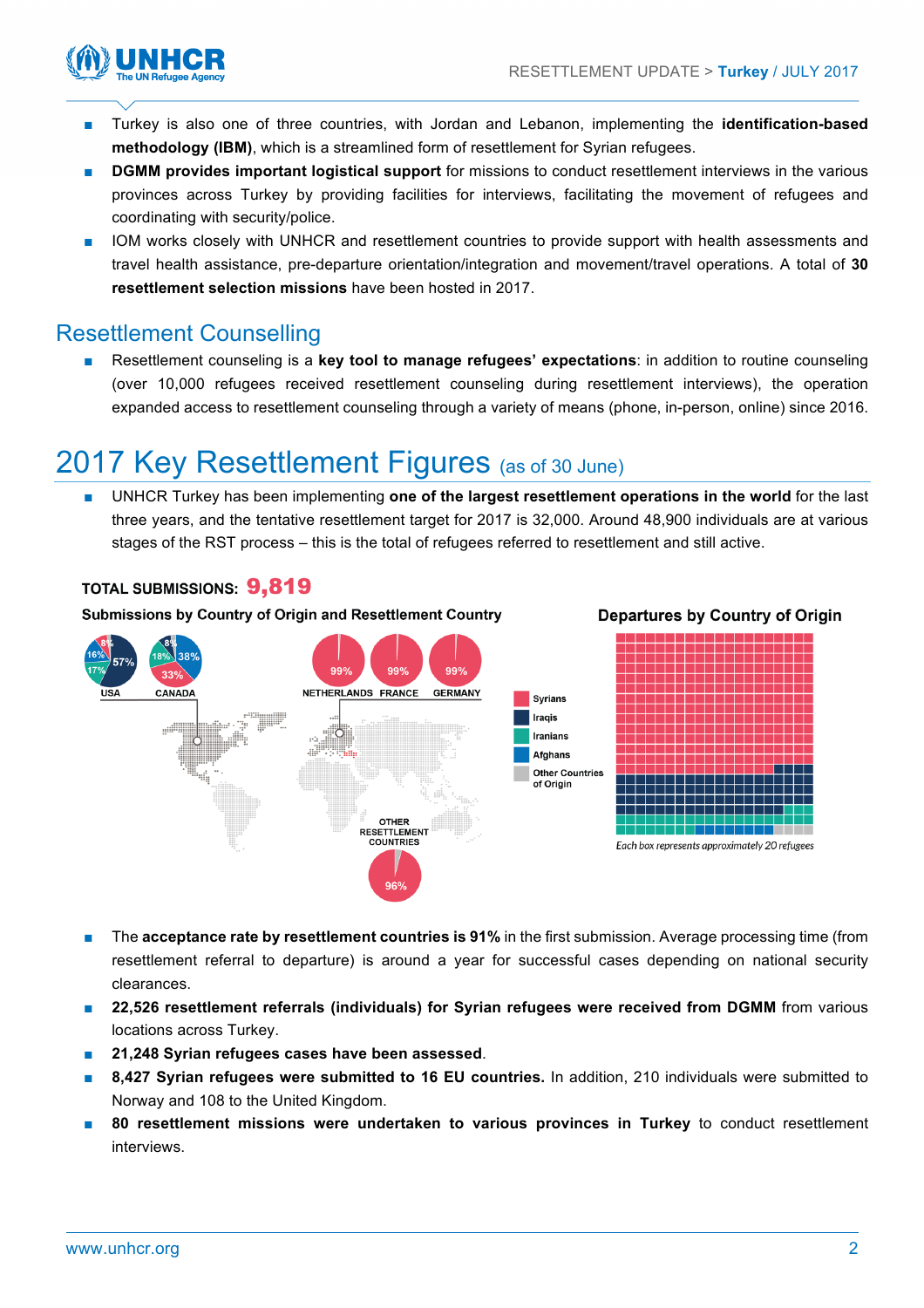- Turkey is also one of three countries, with Jordan and Lebanon, implementing the **identification-based methodology (IBM)**, which is a streamlined form of resettlement for Syrian refugees.
- **DGMM provides important logistical support** for missions to conduct resettlement interviews in the various provinces across Turkey by providing facilities for interviews, facilitating the movement of refugees and coordinating with security/police.
- IOM works closely with UNHCR and resettlement countries to provide support with health assessments and travel health assistance, pre-departure orientation/integration and movement/travel operations. A total of **30 resettlement selection missions** have been hosted in 2017.

## Resettlement Counselling

- Resettlement counseling is a **key tool to manage refugees' expectations**: in addition to routine counseling (over 10,000 refugees received resettlement counseling during resettlement interviews), the operation expanded access to resettlement counseling through a variety of means (phone, in-person, online) since 2016.

# 2017 Key Resettlement Figures (as of 30 June)

- UNHCR Turkey has been implementing **one of the largest resettlement operations in the world** for the last three years, and the tentative resettlement target for 2017 is 32,000. Around 48,900 individuals are at various stages of the RST process – this is the total of refugees referred to resettlement and still active.

**TOTAL SUBMISSIONS: 9,819**

**Submissions by Country of Origin and Resettlement Country**

USA: 57%, 16%, 17%, 8% | CANADA: 38%, 33%, 18%, 8% | NETHERLANDS: 99% | FRANCE: 99% | GERMANY: 99% | OTHER RESETTLEMENT COUNTRIES: 96%

Syrians | Iraqis | Iranians | Afghans | Other Countries of Origin

**Departures by Country of Origin**

*Each box represents approximately 20 refugees*

- The **acceptance rate by resettlement countries is 91%** in the first submission. Average processing time (from resettlement referral to departure) is around a year for successful cases depending on national security clearances.
- **22,526 resettlement referrals (individuals) for Syrian refugees were received from DGMM** from various locations across Turkey.
- **21,248 Syrian refugees cases have been assessed**.
- **8,427 Syrian refugees were submitted to 16 EU countries.** In addition, 210 individuals were submitted to Norway and 108 to the United Kingdom.
- **80 resettlement missions were undertaken to various provinces in Turkey** to conduct resettlement interviews.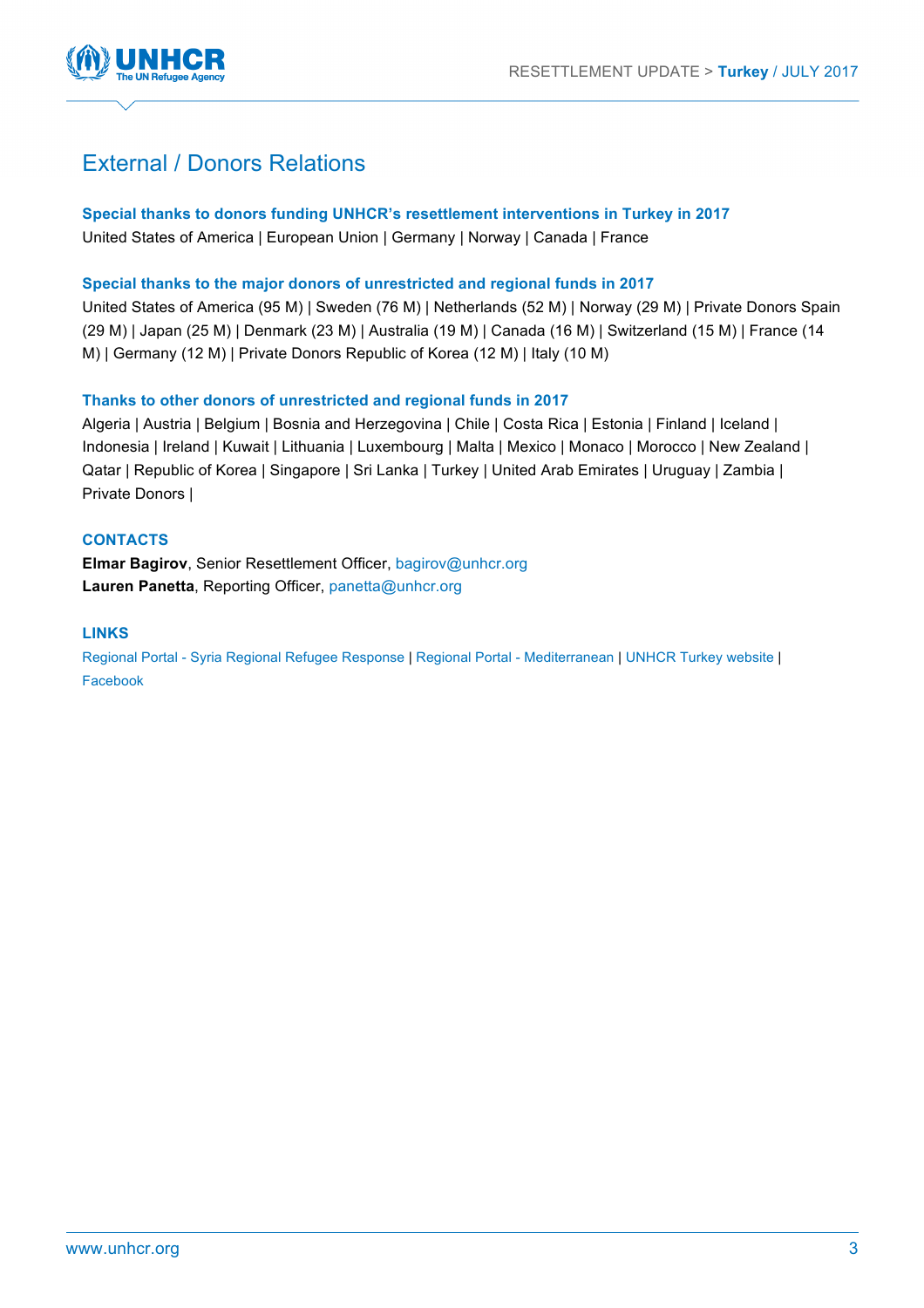## External / Donors Relations

**Special thanks to donors funding UNHCR's resettlement interventions in Turkey in 2017**

United States of America | European Union | Germany | Norway | Canada | France

**Special thanks to the major donors of unrestricted and regional funds in 2017**

United States of America (95 M) | Sweden (76 M) | Netherlands (52 M) | Norway (29 M) | Private Donors Spain (29 M) | Japan (25 M) | Denmark (23 M) | Australia (19 M) | Canada (16 M) | Switzerland (15 M) | France (14 M) | Germany (12 M) | Private Donors Republic of Korea (12 M) | Italy (10 M)

**Thanks to other donors of unrestricted and regional funds in 2017**

Algeria | Austria | Belgium | Bosnia and Herzegovina | Chile | Costa Rica | Estonia | Finland | Iceland | Indonesia | Ireland | Kuwait | Lithuania | Luxembourg | Malta | Mexico | Monaco | Morocco | New Zealand | Qatar | Republic of Korea | Singapore | Sri Lanka | Turkey | United Arab Emirates | Uruguay | Zambia | Private Donors |

**CONTACTS**

**Elmar Bagirov**, Senior Resettlement Officer, bagirov@unhcr.org
**Lauren Panetta**, Reporting Officer, panetta@unhcr.org

**LINKS**

Regional Portal - Syria Regional Refugee Response | Regional Portal - Mediterranean | UNHCR Turkey website | Facebook